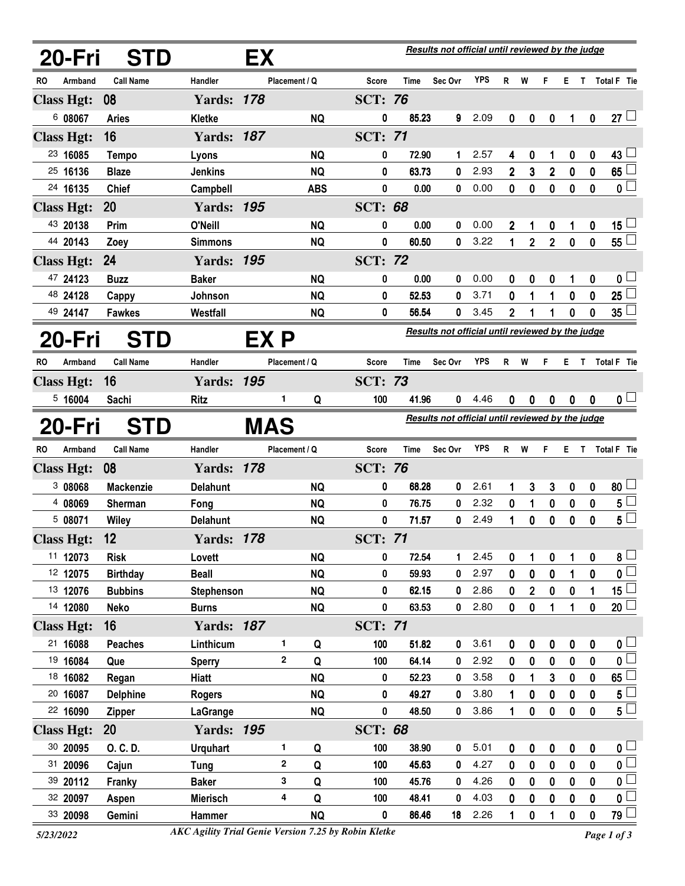## 20-Fri STD EX

*Results not official until reviewed by the judge*

| RO | Armband | Call Name | Handler | Placement | Q | Score | Time | Sec Ovr | YPS | R | W | F | E | T | Total F | Tie |
|---|---|---|---|---|---|---|---|---|---|---|---|---|---|---|---|---|
| **Class Hgt: 08** | | | **Yards: 178** | | | **SCT: 76** | | | | | | | | | | |
| 6 | 08067 | Aries | Kletke | | NQ | 0 | 85.23 | 9 | 2.09 | 0 | 0 | 0 | 1 | 0 | 27 | ☐ |
| **Class Hgt: 16** | | | **Yards: 187** | | | **SCT: 71** | | | | | | | | | | |
| 23 | 16085 | Tempo | Lyons | | NQ | 0 | 72.90 | 1 | 2.57 | 4 | 0 | 1 | 0 | 0 | 43 | ☐ |
| 25 | 16136 | Blaze | Jenkins | | NQ | 0 | 63.73 | 0 | 2.93 | 2 | 3 | 2 | 0 | 0 | 65 | ☐ |
| 24 | 16135 | Chief | Campbell | | ABS | 0 | 0.00 | 0 | 0.00 | 0 | 0 | 0 | 0 | 0 | 0 | ☐ |
| **Class Hgt: 20** | | | **Yards: 195** | | | **SCT: 68** | | | | | | | | | | |
| 43 | 20138 | Prim | O'Neill | | NQ | 0 | 0.00 | 0 | 0.00 | 2 | 1 | 0 | 1 | 0 | 15 | ☐ |
| 44 | 20143 | Zoey | Simmons | | NQ | 0 | 60.50 | 0 | 3.22 | 1 | 2 | 2 | 0 | 0 | 55 | ☐ |
| **Class Hgt: 24** | | | **Yards: 195** | | | **SCT: 72** | | | | | | | | | | |
| 47 | 24123 | Buzz | Baker | | NQ | 0 | 0.00 | 0 | 0.00 | 0 | 0 | 0 | 1 | 0 | 0 | ☐ |
| 48 | 24128 | Cappy | Johnson | | NQ | 0 | 52.53 | 0 | 3.71 | 0 | 1 | 1 | 0 | 0 | 25 | ☐ |
| 49 | 24147 | Fawkes | Westfall | | NQ | 0 | 56.54 | 0 | 3.45 | 2 | 1 | 1 | 0 | 0 | 35 | ☐ |

## 20-Fri STD EX P

*Results not official until reviewed by the judge*

| RO | Armband | Call Name | Handler | Placement | Q | Score | Time | Sec Ovr | YPS | R | W | F | E | T | Total F | Tie |
|---|---|---|---|---|---|---|---|---|---|---|---|---|---|---|---|---|
| **Class Hgt: 16** | | | **Yards: 195** | | | **SCT: 73** | | | | | | | | | | |
| 5 | 16004 | Sachi | Ritz | 1 | Q | 100 | 41.96 | 0 | 4.46 | 0 | 0 | 0 | 0 | 0 | 0 | ☐ |

## 20-Fri STD MAS

*Results not official until reviewed by the judge*

| RO | Armband | Call Name | Handler | Placement | Q | Score | Time | Sec Ovr | YPS | R | W | F | E | T | Total F | Tie |
|---|---|---|---|---|---|---|---|---|---|---|---|---|---|---|---|---|
| **Class Hgt: 08** | | | **Yards: 178** | | | **SCT: 76** | | | | | | | | | | |
| 3 | 08068 | Mackenzie | Delahunt | | NQ | 0 | 68.28 | 0 | 2.61 | 1 | 3 | 3 | 0 | 0 | 80 | ☐ |
| 4 | 08069 | Sherman | Fong | | NQ | 0 | 76.75 | 0 | 2.32 | 0 | 1 | 0 | 0 | 0 | 5 | ☐ |
| 5 | 08071 | Wiley | Delahunt | | NQ | 0 | 71.57 | 0 | 2.49 | 1 | 0 | 0 | 0 | 0 | 5 | ☐ |
| **Class Hgt: 12** | | | **Yards: 178** | | | **SCT: 71** | | | | | | | | | | |
| 11 | 12073 | Risk | Lovett | | NQ | 0 | 72.54 | 1 | 2.45 | 0 | 1 | 0 | 1 | 0 | 8 | ☐ |
| 12 | 12075 | Birthday | Beall | | NQ | 0 | 59.93 | 0 | 2.97 | 0 | 0 | 0 | 1 | 0 | 0 | ☐ |
| 13 | 12076 | Bubbins | Stephenson | | NQ | 0 | 62.15 | 0 | 2.86 | 0 | 2 | 0 | 0 | 1 | 15 | ☐ |
| 14 | 12080 | Neko | Burns | | NQ | 0 | 63.53 | 0 | 2.80 | 0 | 0 | 1 | 1 | 0 | 20 | ☐ |
| **Class Hgt: 16** | | | **Yards: 187** | | | **SCT: 71** | | | | | | | | | | |
| 21 | 16088 | Peaches | Linthicum | 1 | Q | 100 | 51.82 | 0 | 3.61 | 0 | 0 | 0 | 0 | 0 | 0 | ☐ |
| 19 | 16084 | Que | Sperry | 2 | Q | 100 | 64.14 | 0 | 2.92 | 0 | 0 | 0 | 0 | 0 | 0 | ☐ |
| 18 | 16082 | Regan | Hiatt | | NQ | 0 | 52.23 | 0 | 3.58 | 0 | 1 | 3 | 0 | 0 | 65 | ☐ |
| 20 | 16087 | Delphine | Rogers | | NQ | 0 | 49.27 | 0 | 3.80 | 1 | 0 | 0 | 0 | 0 | 5 | ☐ |
| 22 | 16090 | Zipper | LaGrange | | NQ | 0 | 48.50 | 0 | 3.86 | 1 | 0 | 0 | 0 | 0 | 5 | ☐ |
| **Class Hgt: 20** | | | **Yards: 195** | | | **SCT: 68** | | | | | | | | | | |
| 30 | 20095 | O. C. D. | Urquhart | 1 | Q | 100 | 38.90 | 0 | 5.01 | 0 | 0 | 0 | 0 | 0 | 0 | ☐ |
| 31 | 20096 | Cajun | Tung | 2 | Q | 100 | 45.63 | 0 | 4.27 | 0 | 0 | 0 | 0 | 0 | 0 | ☐ |
| 39 | 20112 | Franky | Baker | 3 | Q | 100 | 45.76 | 0 | 4.26 | 0 | 0 | 0 | 0 | 0 | 0 | ☐ |
| 32 | 20097 | Aspen | Mierisch | 4 | Q | 100 | 48.41 | 0 | 4.03 | 0 | 0 | 0 | 0 | 0 | 0 | ☐ |
| 33 | 20098 | Gemini | Hammer | | NQ | 0 | 86.46 | 18 | 2.26 | 1 | 0 | 1 | 0 | 0 | 79 | ☐ |

5/23/2022 — *AKC Agility Trial Genie Version 7.25 by Robin Kletke*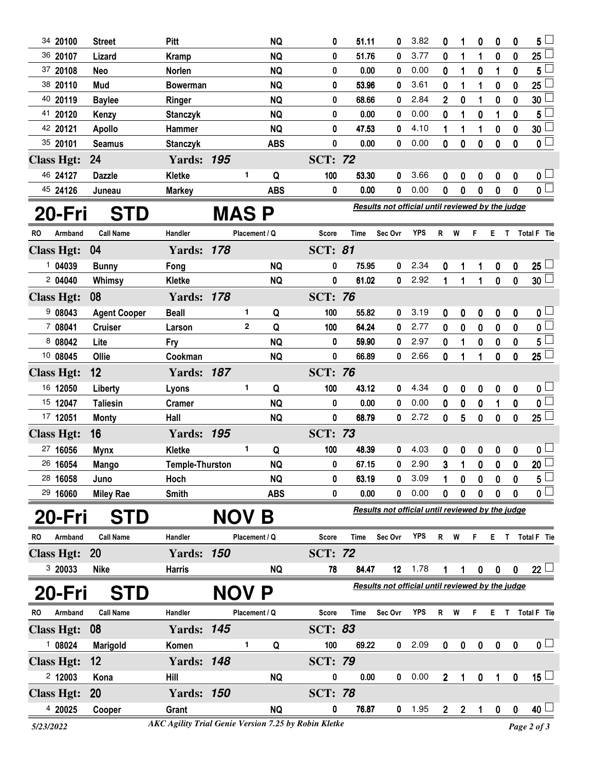| RO | Armband | Call Name | Handler | Placement | Q | Score | Time | Sec Ovr | YPS | R | W | F | E | T | Total F | Tie |
|---|---|---|---|---|---|---|---|---|---|---|---|---|---|---|---|---|
| 34 | 20100 | Street | Pitt | | NQ | 0 | 51.11 | 0 | 3.82 | 0 | 1 | 0 | 0 | 0 | 5 | |
| 36 | 20107 | Lizard | Kramp | | NQ | 0 | 51.76 | 0 | 3.77 | 0 | 1 | 1 | 0 | 0 | 25 | |
| 37 | 20108 | Neo | Norlen | | NQ | 0 | 0.00 | 0 | 0.00 | 0 | 1 | 0 | 1 | 0 | 5 | |
| 38 | 20110 | Mud | Bowerman | | NQ | 0 | 53.96 | 0 | 3.61 | 0 | 1 | 1 | 0 | 0 | 25 | |
| 40 | 20119 | Baylee | Ringer | | NQ | 0 | 68.66 | 0 | 2.84 | 2 | 0 | 1 | 0 | 0 | 30 | |
| 41 | 20120 | Kenzy | Stanczyk | | NQ | 0 | 0.00 | 0 | 0.00 | 0 | 1 | 0 | 1 | 0 | 5 | |
| 42 | 20121 | Apollo | Hammer | | NQ | 0 | 47.53 | 0 | 4.10 | 1 | 1 | 1 | 0 | 0 | 30 | |
| 35 | 20101 | Seamus | Stanczyk | | ABS | 0 | 0.00 | 0 | 0.00 | 0 | 0 | 0 | 0 | 0 | 0 | |
| **Class Hgt: 24** | | | **Yards: 195** | | | **SCT: 72** | | | | | | | | | | |
| 46 | 24127 | Dazzle | Kletke | 1 | Q | 100 | 53.30 | 0 | 3.66 | 0 | 0 | 0 | 0 | 0 | 0 | |
| 45 | 24126 | Juneau | Markey | | ABS | 0 | 0.00 | 0 | 0.00 | 0 | 0 | 0 | 0 | 0 | 0 | |

## 20-Fri STD MAS P

*Results not official until reviewed by the judge*

| RO | Armband | Call Name | Handler | Placement | Q | Score | Time | Sec Ovr | YPS | R | W | F | E | T | Total F | Tie |
|---|---|---|---|---|---|---|---|---|---|---|---|---|---|---|---|---|
| **Class Hgt: 04** | | | **Yards: 178** | | | **SCT: 81** | | | | | | | | | | |
| 1 | 04039 | Bunny | Fong | | NQ | 0 | 75.95 | 0 | 2.34 | 0 | 1 | 1 | 0 | 0 | 25 | |
| 2 | 04040 | Whimsy | Kletke | | NQ | 0 | 61.02 | 0 | 2.92 | 1 | 1 | 1 | 0 | 0 | 30 | |
| **Class Hgt: 08** | | | **Yards: 178** | | | **SCT: 76** | | | | | | | | | | |
| 9 | 08043 | Agent Cooper | Beall | 1 | Q | 100 | 55.82 | 0 | 3.19 | 0 | 0 | 0 | 0 | 0 | 0 | |
| 7 | 08041 | Cruiser | Larson | 2 | Q | 100 | 64.24 | 0 | 2.77 | 0 | 0 | 0 | 0 | 0 | 0 | |
| 8 | 08042 | Lite | Fry | | NQ | 0 | 59.90 | 0 | 2.97 | 0 | 1 | 0 | 0 | 0 | 5 | |
| 10 | 08045 | Ollie | Cookman | | NQ | 0 | 66.89 | 0 | 2.66 | 0 | 1 | 1 | 0 | 0 | 25 | |
| **Class Hgt: 12** | | | **Yards: 187** | | | **SCT: 76** | | | | | | | | | | |
| 16 | 12050 | Liberty | Lyons | 1 | Q | 100 | 43.12 | 0 | 4.34 | 0 | 0 | 0 | 0 | 0 | 0 | |
| 15 | 12047 | Taliesin | Cramer | | NQ | 0 | 0.00 | 0 | 0.00 | 0 | 0 | 0 | 1 | 0 | 0 | |
| 17 | 12051 | Monty | Hall | | NQ | 0 | 68.79 | 0 | 2.72 | 0 | 5 | 0 | 0 | 0 | 25 | |
| **Class Hgt: 16** | | | **Yards: 195** | | | **SCT: 73** | | | | | | | | | | |
| 27 | 16056 | Mynx | Kletke | 1 | Q | 100 | 48.39 | 0 | 4.03 | 0 | 0 | 0 | 0 | 0 | 0 | |
| 26 | 16054 | Mango | Temple-Thurston | | NQ | 0 | 67.15 | 0 | 2.90 | 3 | 1 | 0 | 0 | 0 | 20 | |
| 28 | 16058 | Juno | Hoch | | NQ | 0 | 63.19 | 0 | 3.09 | 1 | 0 | 0 | 0 | 0 | 5 | |
| 29 | 16060 | Miley Rae | Smith | | ABS | 0 | 0.00 | 0 | 0.00 | 0 | 0 | 0 | 0 | 0 | 0 | |

## 20-Fri STD NOV B

*Results not official until reviewed by the judge*

| RO | Armband | Call Name | Handler | Placement | Q | Score | Time | Sec Ovr | YPS | R | W | F | E | T | Total F | Tie |
|---|---|---|---|---|---|---|---|---|---|---|---|---|---|---|---|---|
| **Class Hgt: 20** | | | **Yards: 150** | | | **SCT: 72** | | | | | | | | | | |
| 3 | 20033 | Nike | Harris | | NQ | 78 | 84.47 | 12 | 1.78 | 1 | 1 | 0 | 0 | 0 | 22 | |

## 20-Fri STD NOV P

*Results not official until reviewed by the judge*

| RO | Armband | Call Name | Handler | Placement | Q | Score | Time | Sec Ovr | YPS | R | W | F | E | T | Total F | Tie |
|---|---|---|---|---|---|---|---|---|---|---|---|---|---|---|---|---|
| **Class Hgt: 08** | | | **Yards: 145** | | | **SCT: 83** | | | | | | | | | | |
| 1 | 08024 | Marigold | Komen | 1 | Q | 100 | 69.22 | 0 | 2.09 | 0 | 0 | 0 | 0 | 0 | 0 | |
| **Class Hgt: 12** | | | **Yards: 148** | | | **SCT: 79** | | | | | | | | | | |
| 2 | 12003 | Kona | Hill | | NQ | 0 | 0.00 | 0 | 0.00 | 2 | 1 | 0 | 1 | 0 | 15 | |
| **Class Hgt: 20** | | | **Yards: 150** | | | **SCT: 78** | | | | | | | | | | |
| 4 | 20025 | Cooper | Grant | | NQ | 0 | 76.87 | 0 | 1.95 | 2 | 2 | 1 | 0 | 0 | 40 | |

5/23/2022 — AKC Agility Trial Genie Version 7.25 by Robin Kletke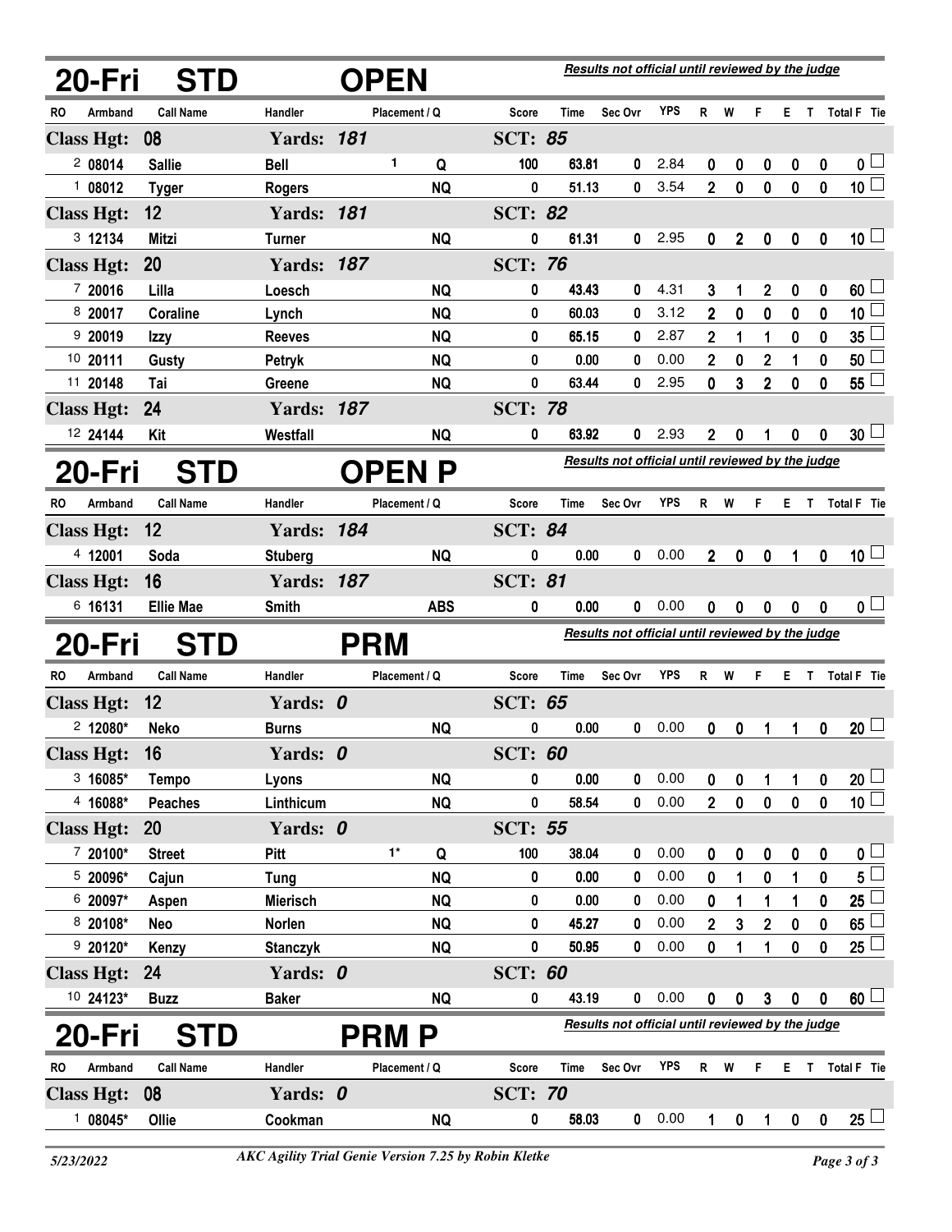## 20-Fri STD OPEN

*Results not official until reviewed by the judge*

| RO | Armband | Call Name | Handler | Placement | Q | Score | Time | Sec Ovr | YPS | R | W | F | E | T | Total F | Tie |
|---|---|---|---|---|---|---|---|---|---|---|---|---|---|---|---|---|
| **Class Hgt: 08** | | | **Yards: 181** | | | **SCT: 85** | | | | | | | | | | |
| 2 | 08014 | Sallie | Bell | 1 | Q | 100 | 63.81 | 0 | 2.84 | 0 | 0 | 0 | 0 | 0 | 0 | ☐ |
| 1 | 08012 | Tyger | Rogers | | NQ | 0 | 51.13 | 0 | 3.54 | 2 | 0 | 0 | 0 | 0 | 10 | ☐ |
| **Class Hgt: 12** | | | **Yards: 181** | | | **SCT: 82** | | | | | | | | | | |
| 3 | 12134 | Mitzi | Turner | | NQ | 0 | 61.31 | 0 | 2.95 | 0 | 2 | 0 | 0 | 0 | 10 | ☐ |
| **Class Hgt: 20** | | | **Yards: 187** | | | **SCT: 76** | | | | | | | | | | |
| 7 | 20016 | Lilla | Loesch | | NQ | 0 | 43.43 | 0 | 4.31 | 3 | 1 | 2 | 0 | 0 | 60 | ☐ |
| 8 | 20017 | Coraline | Lynch | | NQ | 0 | 60.03 | 0 | 3.12 | 2 | 0 | 0 | 0 | 0 | 10 | ☐ |
| 9 | 20019 | Izzy | Reeves | | NQ | 0 | 65.15 | 0 | 2.87 | 2 | 1 | 1 | 0 | 0 | 35 | ☐ |
| 10 | 20111 | Gusty | Petryk | | NQ | 0 | 0.00 | 0 | 0.00 | 2 | 0 | 2 | 1 | 0 | 50 | ☐ |
| 11 | 20148 | Tai | Greene | | NQ | 0 | 63.44 | 0 | 2.95 | 0 | 3 | 2 | 0 | 0 | 55 | ☐ |
| **Class Hgt: 24** | | | **Yards: 187** | | | **SCT: 78** | | | | | | | | | | |
| 12 | 24144 | Kit | Westfall | | NQ | 0 | 63.92 | 0 | 2.93 | 2 | 0 | 1 | 0 | 0 | 30 | ☐ |

## 20-Fri STD OPEN P

*Results not official until reviewed by the judge*

| RO | Armband | Call Name | Handler | Placement | Q | Score | Time | Sec Ovr | YPS | R | W | F | E | T | Total F | Tie |
|---|---|---|---|---|---|---|---|---|---|---|---|---|---|---|---|---|
| **Class Hgt: 12** | | | **Yards: 184** | | | **SCT: 84** | | | | | | | | | | |
| 4 | 12001 | Soda | Stuberg | | NQ | 0 | 0.00 | 0 | 0.00 | 2 | 0 | 0 | 1 | 0 | 10 | ☐ |
| **Class Hgt: 16** | | | **Yards: 187** | | | **SCT: 81** | | | | | | | | | | |
| 6 | 16131 | Ellie Mae | Smith | | ABS | 0 | 0.00 | 0 | 0.00 | 0 | 0 | 0 | 0 | 0 | 0 | ☐ |

## 20-Fri STD PRM

*Results not official until reviewed by the judge*

| RO | Armband | Call Name | Handler | Placement | Q | Score | Time | Sec Ovr | YPS | R | W | F | E | T | Total F | Tie |
|---|---|---|---|---|---|---|---|---|---|---|---|---|---|---|---|---|
| **Class Hgt: 12** | | | **Yards: 0** | | | **SCT: 65** | | | | | | | | | | |
| 2 | 12080* | Neko | Burns | | NQ | 0 | 0.00 | 0 | 0.00 | 0 | 0 | 1 | 1 | 0 | 20 | ☐ |
| **Class Hgt: 16** | | | **Yards: 0** | | | **SCT: 60** | | | | | | | | | | |
| 3 | 16085* | Tempo | Lyons | | NQ | 0 | 0.00 | 0 | 0.00 | 0 | 0 | 1 | 1 | 0 | 20 | ☐ |
| 4 | 16088* | Peaches | Linthicum | | NQ | 0 | 58.54 | 0 | 0.00 | 2 | 0 | 0 | 0 | 0 | 10 | ☐ |
| **Class Hgt: 20** | | | **Yards: 0** | | | **SCT: 55** | | | | | | | | | | |
| 7 | 20100* | Street | Pitt | 1* | Q | 100 | 38.04 | 0 | 0.00 | 0 | 0 | 0 | 0 | 0 | 0 | ☐ |
| 5 | 20096* | Cajun | Tung | | NQ | 0 | 0.00 | 0 | 0.00 | 0 | 1 | 0 | 1 | 0 | 5 | ☐ |
| 6 | 20097* | Aspen | Mierisch | | NQ | 0 | 0.00 | 0 | 0.00 | 0 | 1 | 1 | 1 | 0 | 25 | ☐ |
| 8 | 20108* | Neo | Norlen | | NQ | 0 | 45.27 | 0 | 0.00 | 2 | 3 | 2 | 0 | 0 | 65 | ☐ |
| 9 | 20120* | Kenzy | Stanczyk | | NQ | 0 | 50.95 | 0 | 0.00 | 0 | 1 | 1 | 0 | 0 | 25 | ☐ |
| **Class Hgt: 24** | | | **Yards: 0** | | | **SCT: 60** | | | | | | | | | | |
| 10 | 24123* | Buzz | Baker | | NQ | 0 | 43.19 | 0 | 0.00 | 0 | 0 | 3 | 0 | 0 | 60 | ☐ |

## 20-Fri STD PRM P

*Results not official until reviewed by the judge*

| RO | Armband | Call Name | Handler | Placement | Q | Score | Time | Sec Ovr | YPS | R | W | F | E | T | Total F | Tie |
|---|---|---|---|---|---|---|---|---|---|---|---|---|---|---|---|---|
| **Class Hgt: 08** | | | **Yards: 0** | | | **SCT: 70** | | | | | | | | | | |
| 1 | 08045* | Ollie | Cookman | | NQ | 0 | 58.03 | 0 | 0.00 | 1 | 0 | 1 | 0 | 0 | 25 | ☐ |

5/23/2022 *AKC Agility Trial Genie Version 7.25 by Robin Kletke*